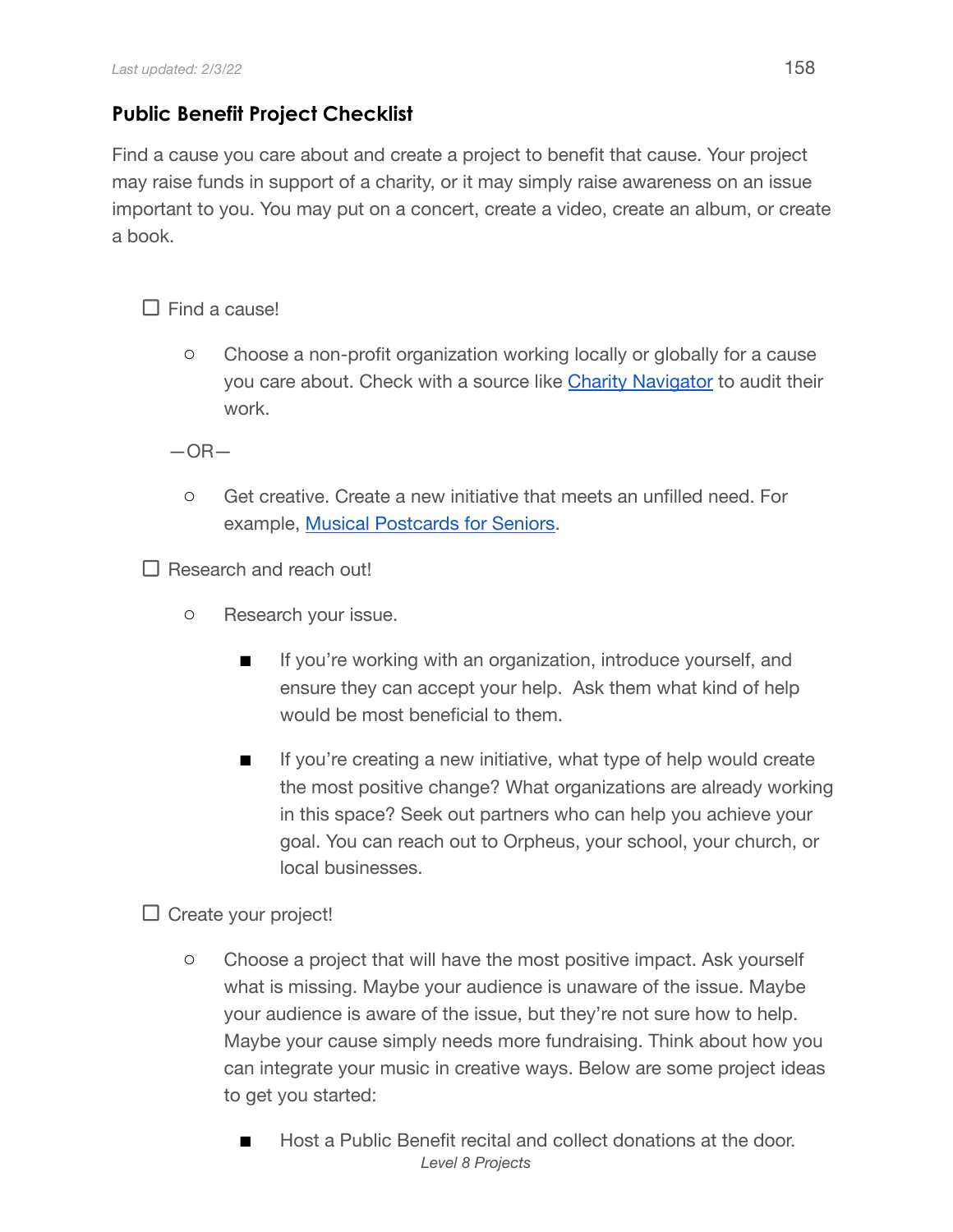### Public Benefit Project Checklist

Find a cause you care about and create a project to benefit that cause. Your project may raise funds in support of a charity, or it may simply raise awareness on an issue important to you. You may put on a concert, create a video, create an album, or create a book.

- [ ] Find a cause!
    - Choose a non-profit organization working locally or globally for a cause you care about. Check with a source like [Charity Navigator]() to audit their work.

  —OR—

    - Get creative. Create a new initiative that meets an unfilled need. For example, [Musical Postcards for Seniors]().
- [ ] Research and reach out!
    - Research your issue.
        - If you're working with an organization, introduce yourself, and ensure they can accept your help. Ask them what kind of help would be most beneficial to them.
        - If you're creating a new initiative, what type of help would create the most positive change? What organizations are already working in this space? Seek out partners who can help you achieve your goal. You can reach out to Orpheus, your school, your church, or local businesses.
- [ ] Create your project!
    - Choose a project that will have the most positive impact. Ask yourself what is missing. Maybe your audience is unaware of the issue. Maybe your audience is aware of the issue, but they're not sure how to help. Maybe your cause simply needs more fundraising. Think about how you can integrate your music in creative ways. Below are some project ideas to get you started:
        - Host a Public Benefit recital and collect donations at the door.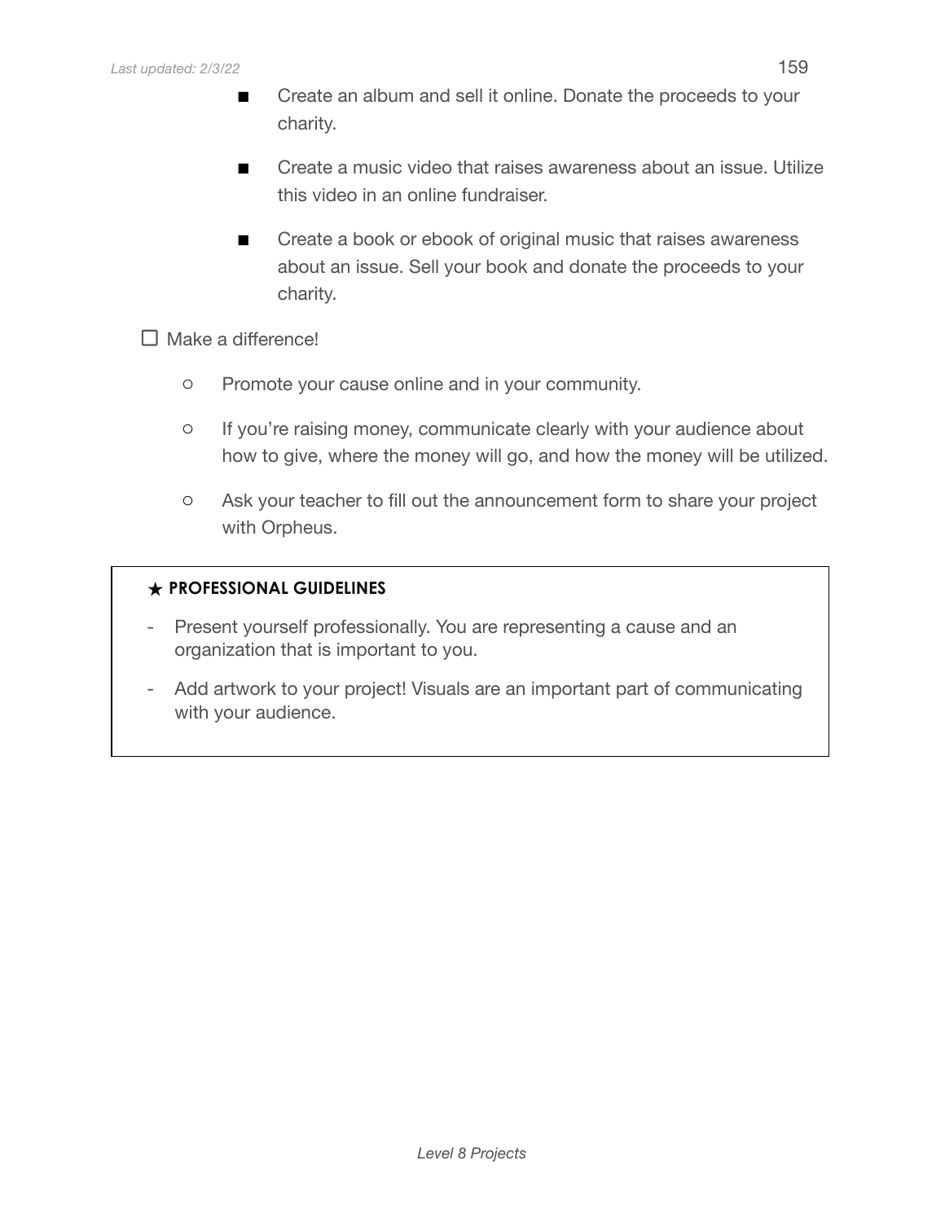- Create an album and sell it online. Donate the proceeds to your charity.
        - Create a music video that raises awareness about an issue. Utilize this video in an online fundraiser.
        - Create a book or ebook of original music that raises awareness about an issue. Sell your book and donate the proceeds to your charity.

- [ ] Make a difference!
    - Promote your cause online and in your community.
    - If you're raising money, communicate clearly with your audience about how to give, where the money will go, and how the money will be utilized.
    - Ask your teacher to fill out the announcement form to share your project with Orpheus.

★ **PROFESSIONAL GUIDELINES**

- Present yourself professionally. You are representing a cause and an organization that is important to you.
- Add artwork to your project! Visuals are an important part of communicating with your audience.